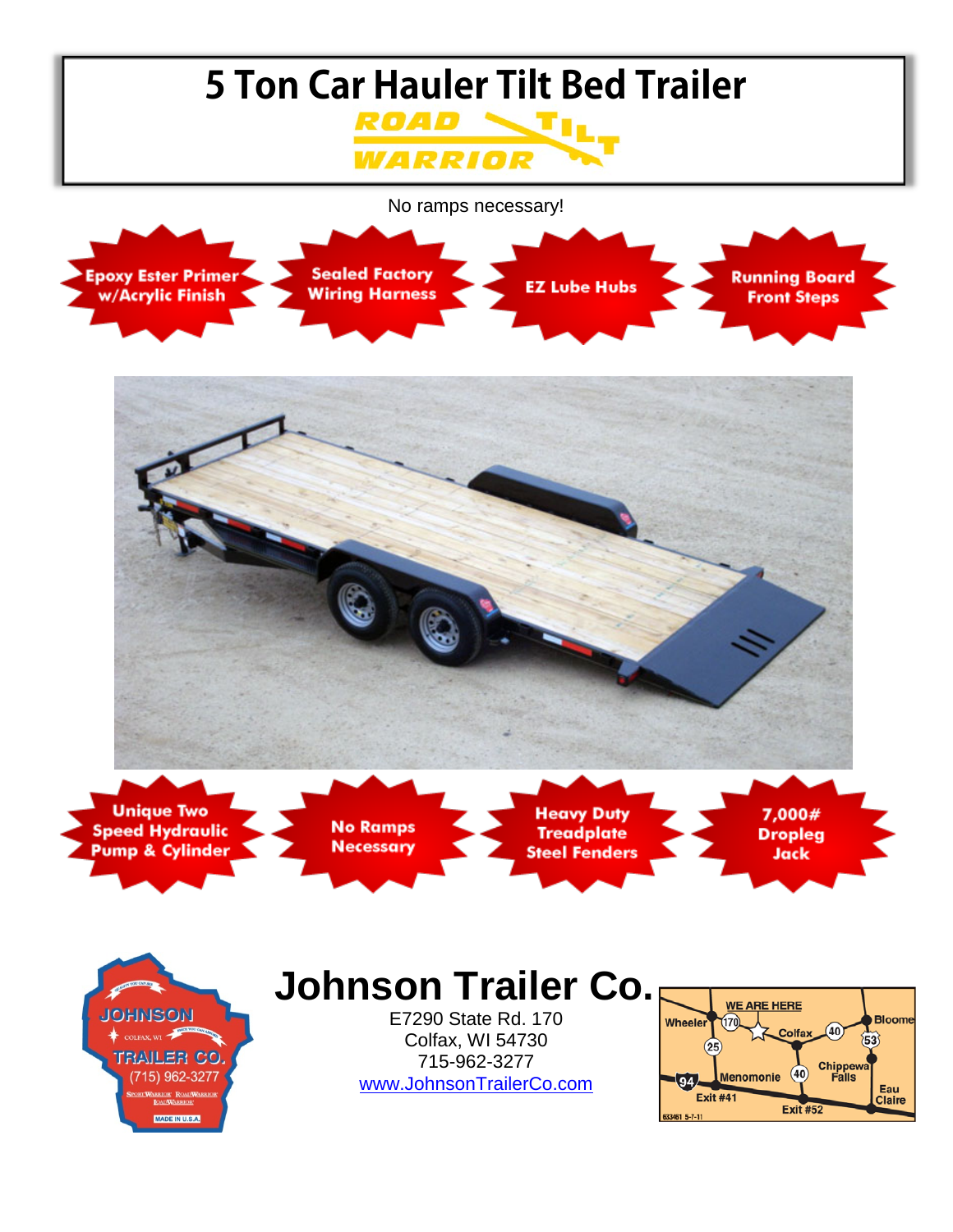# 5 Ton Car Hauler Tilt Bed Trailer

**ROAD WARRIOR TILT**

No ramps necessary!

- Epoxy Ester Primer w/Acrylic Finish
- Sealed Factory Wiring Harness
- EZ Lube Hubs
- Running Board Front Steps

- Unique Two Speed Hydraulic Pump & Cylinder
- No Ramps Necessary
- Heavy Duty Treadplate Steel Fenders
- 7,000# Dropleg Jack

## Johnson Trailer Co.

E7290 State Rd. 170
Colfax, WI 54730
715-962-3277
www.JohnsonTrailerCo.com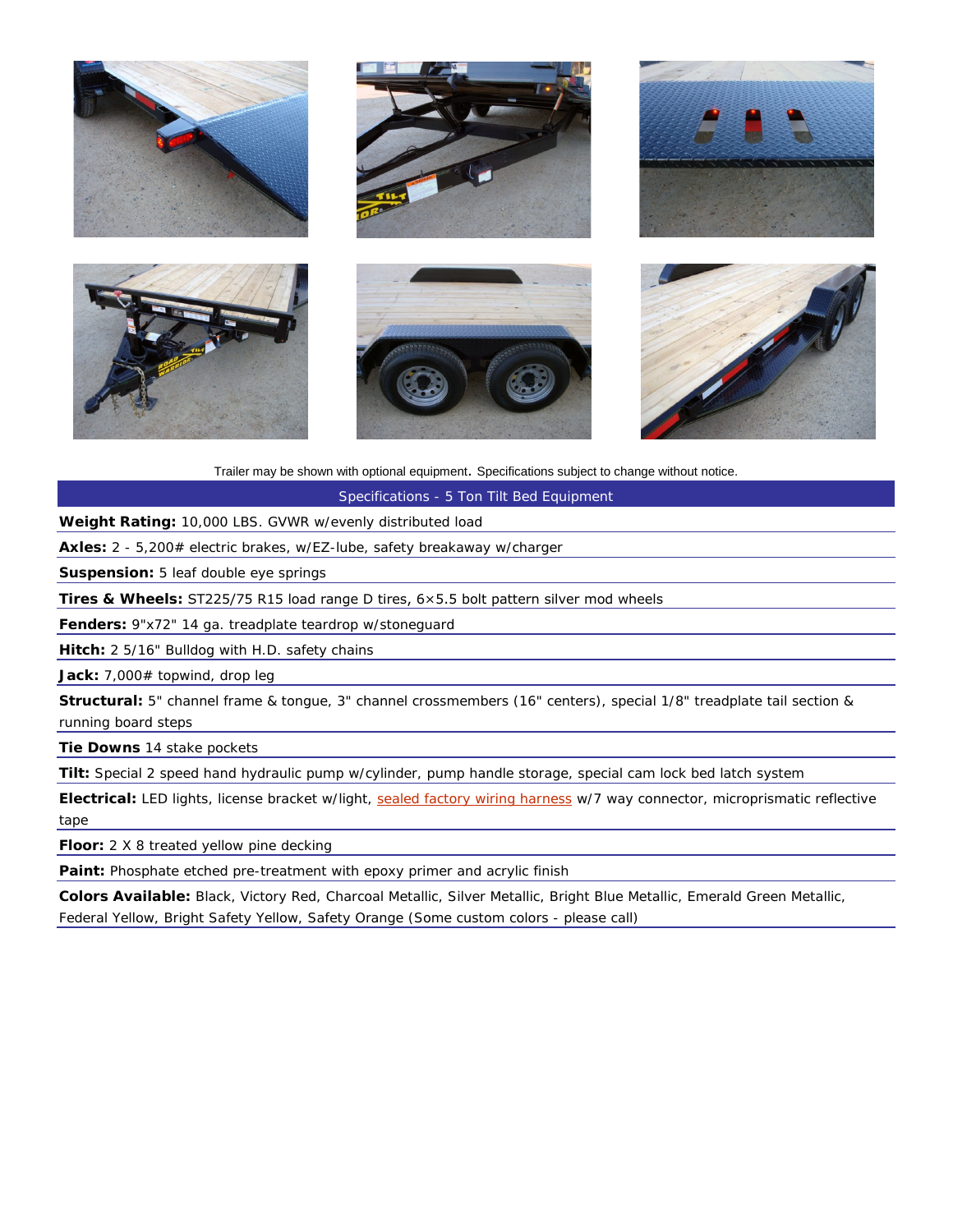Trailer may be shown with optional equipment. Specifications subject to change without notice.

## Specifications - 5 Ton Tilt Bed Equipment

**Weight Rating:** 10,000 LBS. GVWR w/evenly distributed load

**Axles:** 2 - 5,200# electric brakes, w/EZ-lube, safety breakaway w/charger

**Suspension:** 5 leaf double eye springs

**Tires & Wheels:** ST225/75 R15 load range D tires, 6×5.5 bolt pattern silver mod wheels

**Fenders:** 9"x72" 14 ga. treadplate teardrop w/stoneguard

**Hitch:** 2 5/16" Bulldog with H.D. safety chains

**Jack:** 7,000# topwind, drop leg

**Structural:** 5" channel frame & tongue, 3" channel crossmembers (16" centers), special 1/8" treadplate tail section & running board steps

**Tie Downs** 14 stake pockets

**Tilt:** Special 2 speed hand hydraulic pump w/cylinder, pump handle storage, special cam lock bed latch system

**Electrical:** LED lights, license bracket w/light, sealed factory wiring harness w/7 way connector, microprismatic reflective tape

**Floor:** 2 X 8 treated yellow pine decking

**Paint:** Phosphate etched pre-treatment with epoxy primer and acrylic finish

**Colors Available:** Black, Victory Red, Charcoal Metallic, Silver Metallic, Bright Blue Metallic, Emerald Green Metallic, Federal Yellow, Bright Safety Yellow, Safety Orange (Some custom colors - please call)